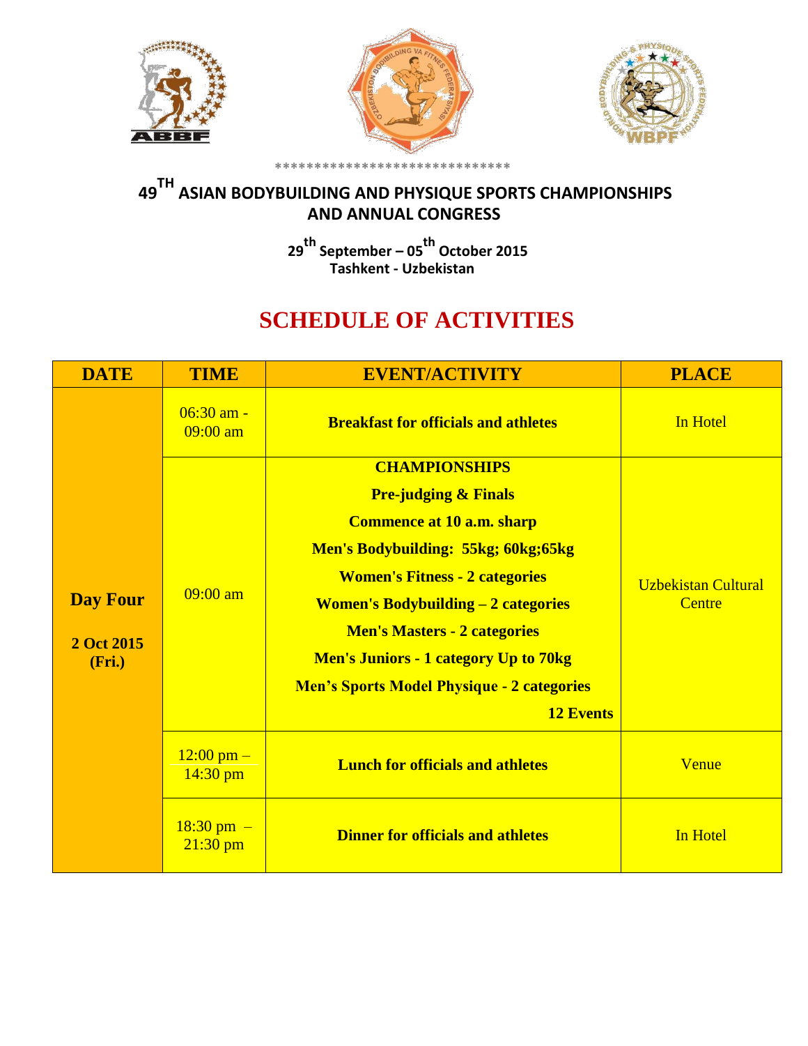******************************

# 49TH ASIAN BODYBUILDING AND PHYSIQUE SPORTS CHAMPIONSHIPS AND ANNUAL CONGRESS

**29th September – 05th October 2015**
**Tashkent - Uzbekistan**

## SCHEDULE OF ACTIVITIES

| DATE | TIME | EVENT/ACTIVITY | PLACE |
|---|---|---|---|
| **Day Four** **2 Oct 2015 (Fri.)** | 06:30 am - 09:00 am | **Breakfast for officials and athletes** | In Hotel |
| | 09:00 am | **CHAMPIONSHIPS** **Pre-judging & Finals** **Commence at 10 a.m. sharp** **Men's Bodybuilding: 55kg; 60kg;65kg** **Women's Fitness - 2 categories** **Women's Bodybuilding – 2 categories** **Men's Masters - 2 categories** **Men's Juniors - 1 category Up to 70kg** **Men's Sports Model Physique - 2 categories** **12 Events** | Uzbekistan Cultural Centre |
| | 12:00 pm – 14:30 pm | **Lunch for officials and athletes** | Venue |
| | 18:30 pm – 21:30 pm | **Dinner for officials and athletes** | In Hotel |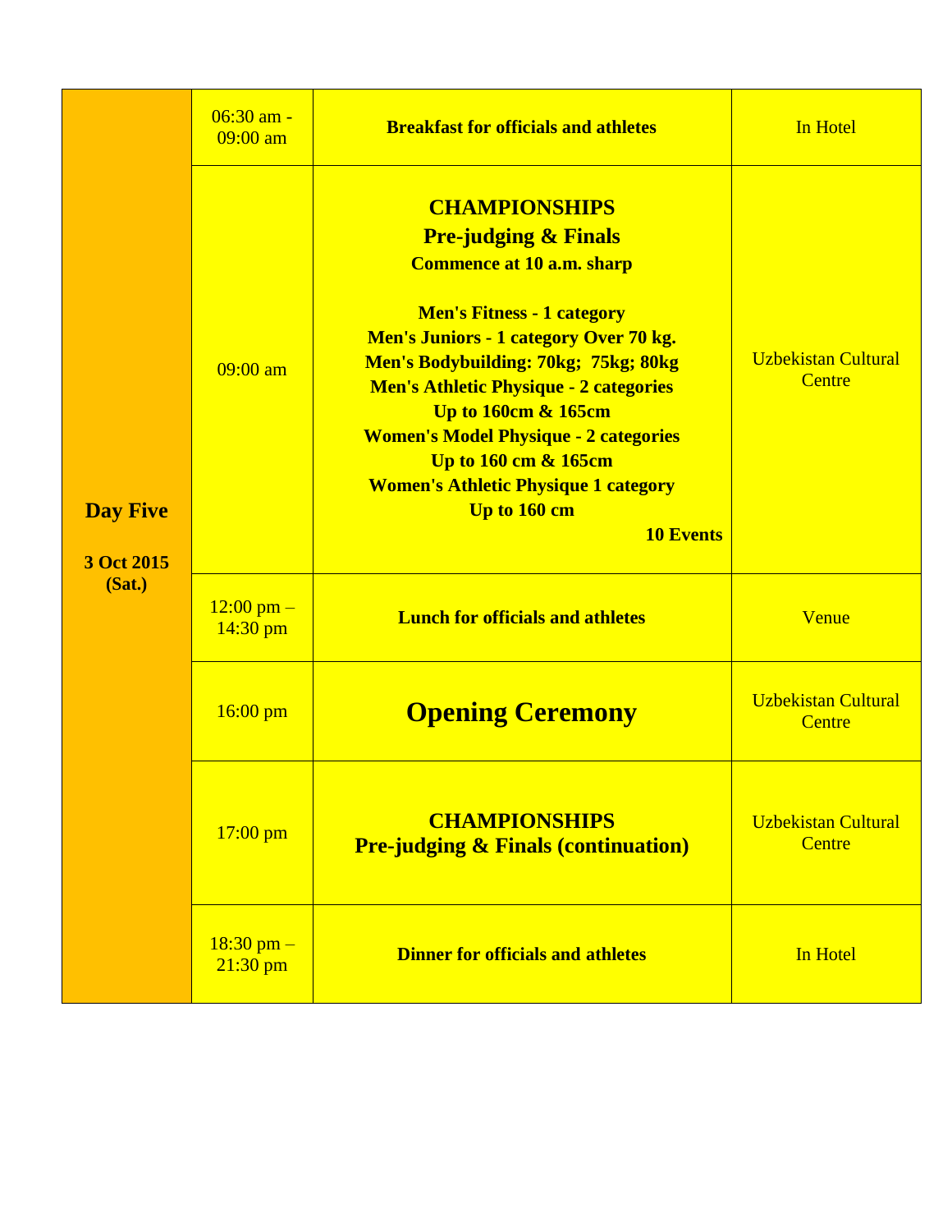| Day | Time | Event | Venue |
|---|---|---|---|
| **Day Five**<br><br>**3 Oct 2015 (Sat.)** | 06:30 am - 09:00 am | **Breakfast for officials and athletes** | In Hotel |
| | 09:00 am | **CHAMPIONSHIPS**<br>**Pre-judging & Finals**<br>**Commence at 10 a.m. sharp**<br><br>**Men's Fitness - 1 category**<br>**Men's Juniors - 1 category Over 70 kg.**<br>**Men's Bodybuilding: 70kg; 75kg; 80kg**<br>**Men's Athletic Physique - 2 categories**<br>**Up to 160cm & 165cm**<br>**Women's Model Physique - 2 categories**<br>**Up to 160 cm & 165cm**<br>**Women's Athletic Physique 1 category**<br>**Up to 160 cm**<br>**10 Events** | Uzbekistan Cultural Centre |
| | 12:00 pm – 14:30 pm | **Lunch for officials and athletes** | Venue |
| | 16:00 pm | **Opening Ceremony** | Uzbekistan Cultural Centre |
| | 17:00 pm | **CHAMPIONSHIPS**<br>**Pre-judging & Finals (continuation)** | Uzbekistan Cultural Centre |
| | 18:30 pm – 21:30 pm | **Dinner for officials and athletes** | In Hotel |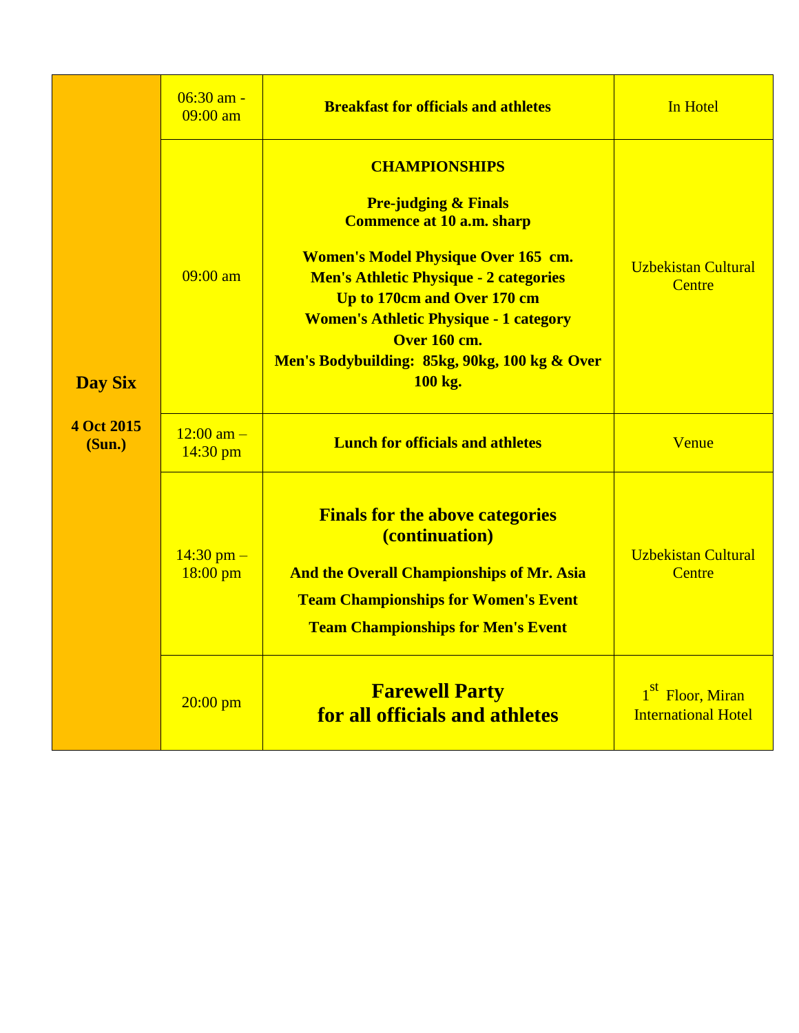| | | | |
|---|---|---|---|
| **Day Six**<br><br>**4 Oct 2015 (Sun.)** | 06:30 am - 09:00 am | **Breakfast for officials and athletes** | In Hotel |
| | 09:00 am | **CHAMPIONSHIPS**<br><br>**Pre-judging & Finals**<br>**Commence at 10 a.m. sharp**<br><br>**Women's Model Physique Over 165 cm.**<br>**Men's Athletic Physique - 2 categories**<br>**Up to 170cm and Over 170 cm**<br>**Women's Athletic Physique - 1 category**<br>**Over 160 cm.**<br>**Men's Bodybuilding: 85kg, 90kg, 100 kg & Over 100 kg.** | Uzbekistan Cultural Centre |
| | 12:00 am – 14:30 pm | **Lunch for officials and athletes** | Venue |
| | 14:30 pm – 18:00 pm | **Finals for the above categories (continuation)**<br><br>**And the Overall Championships of Mr. Asia**<br>**Team Championships for Women's Event**<br>**Team Championships for Men's Event** | Uzbekistan Cultural Centre |
| | 20:00 pm | **Farewell Party for all officials and athletes** | 1st Floor, Miran International Hotel |